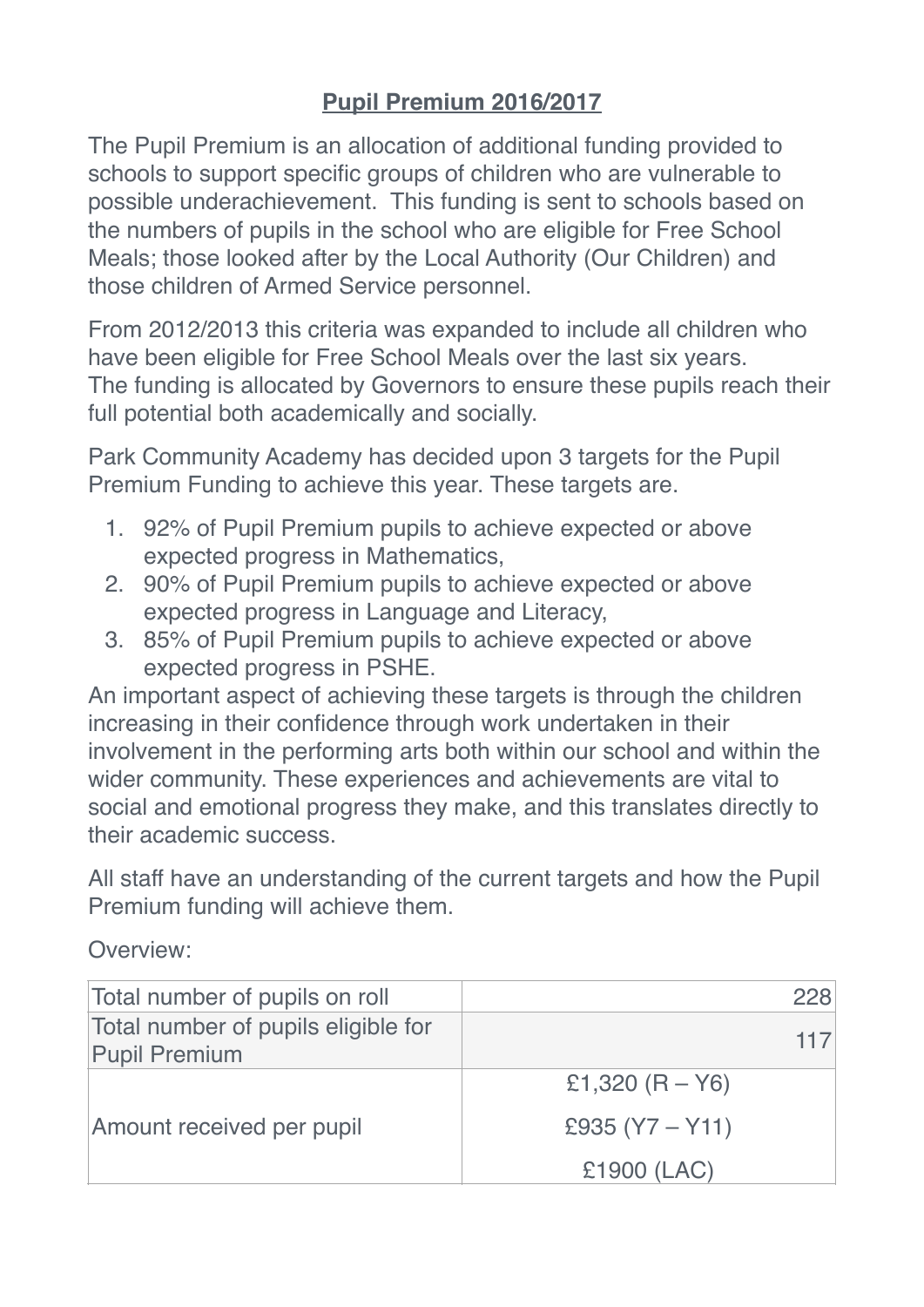## **Pupil Premium 2016/2017**

The Pupil Premium is an allocation of additional funding provided to schools to support specific groups of children who are vulnerable to possible underachievement. This funding is sent to schools based on the numbers of pupils in the school who are eligible for Free School Meals; those looked after by the Local Authority (Our Children) and those children of Armed Service personnel.

From 2012/2013 this criteria was expanded to include all children who have been eligible for Free School Meals over the last six years. The funding is allocated by Governors to ensure these pupils reach their full potential both academically and socially.

Park Community Academy has decided upon 3 targets for the Pupil Premium Funding to achieve this year. These targets are.

1. 92% of Pupil Premium pupils to achieve expected or above expected progress in Mathematics,
2. 90% of Pupil Premium pupils to achieve expected or above expected progress in Language and Literacy,
3. 85% of Pupil Premium pupils to achieve expected or above expected progress in PSHE.

An important aspect of achieving these targets is through the children increasing in their confidence through work undertaken in their involvement in the performing arts both within our school and within the wider community. These experiences and achievements are vital to social and emotional progress they make, and this translates directly to their academic success.

All staff have an understanding of the current targets and how the Pupil Premium funding will achieve them.

Overview:

| | |
|---|---|
| Total number of pupils on roll | 228 |
| Total number of pupils eligible for Pupil Premium | 117 |
| Amount received per pupil | £1,320 (R – Y6)<br>£935 (Y7 – Y11)<br>£1900 (LAC) |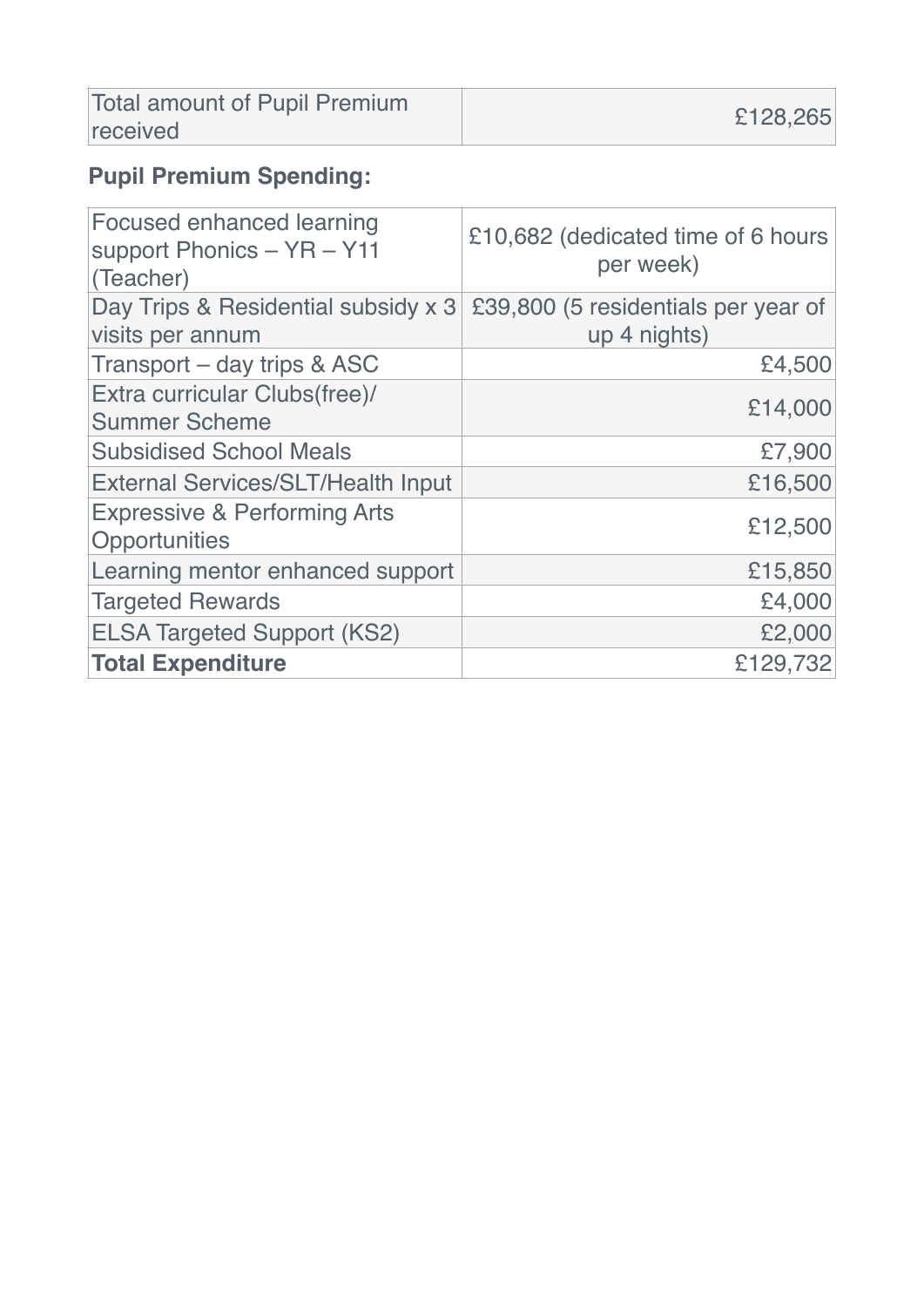| | |
|---|---|
| Total amount of Pupil Premium received | £128,265 |

**Pupil Premium Spending:**

| | |
|---|---|
| Focused enhanced learning support Phonics – YR – Y11 (Teacher) | £10,682 (dedicated time of 6 hours per week) |
| Day Trips & Residential subsidy x 3 visits per annum | £39,800 (5 residentials per year of up 4 nights) |
| Transport – day trips & ASC | £4,500 |
| Extra curricular Clubs(free)/ Summer Scheme | £14,000 |
| Subsidised School Meals | £7,900 |
| External Services/SLT/Health Input | £16,500 |
| Expressive & Performing Arts Opportunities | £12,500 |
| Learning mentor enhanced support | £15,850 |
| Targeted Rewards | £4,000 |
| ELSA Targeted Support (KS2) | £2,000 |
| **Total Expenditure** | £129,732 |